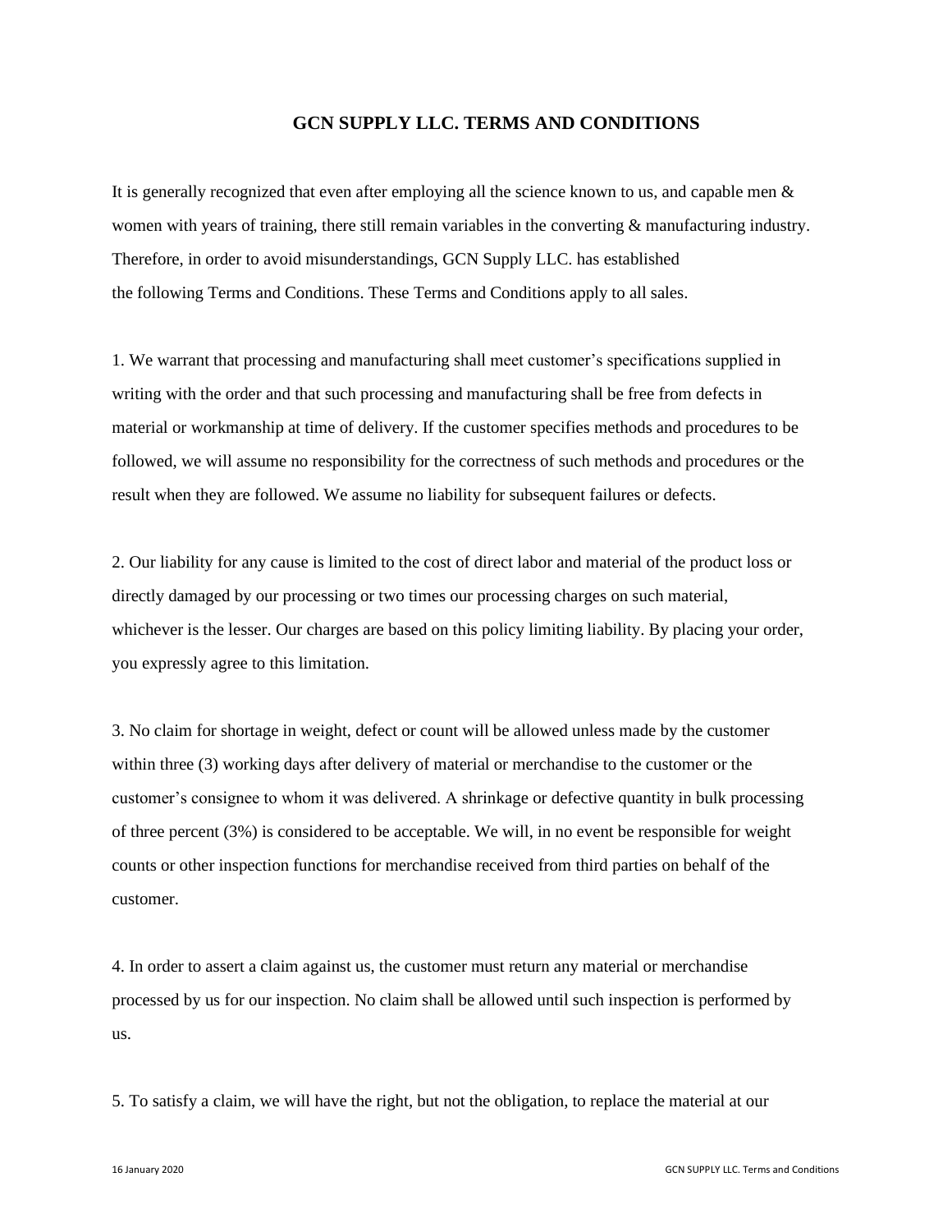# GCN SUPPLY LLC. TERMS AND CONDITIONS

It is generally recognized that even after employing all the science known to us, and capable men & women with years of training, there still remain variables in the converting & manufacturing industry. Therefore, in order to avoid misunderstandings, GCN Supply LLC. has established the following Terms and Conditions. These Terms and Conditions apply to all sales.

1. We warrant that processing and manufacturing shall meet customer's specifications supplied in writing with the order and that such processing and manufacturing shall be free from defects in material or workmanship at time of delivery. If the customer specifies methods and procedures to be followed, we will assume no responsibility for the correctness of such methods and procedures or the result when they are followed. We assume no liability for subsequent failures or defects.

2. Our liability for any cause is limited to the cost of direct labor and material of the product loss or directly damaged by our processing or two times our processing charges on such material, whichever is the lesser. Our charges are based on this policy limiting liability. By placing your order, you expressly agree to this limitation.

3. No claim for shortage in weight, defect or count will be allowed unless made by the customer within three (3) working days after delivery of material or merchandise to the customer or the customer's consignee to whom it was delivered. A shrinkage or defective quantity in bulk processing of three percent (3%) is considered to be acceptable. We will, in no event be responsible for weight counts or other inspection functions for merchandise received from third parties on behalf of the customer.

4. In order to assert a claim against us, the customer must return any material or merchandise processed by us for our inspection. No claim shall be allowed until such inspection is performed by us.

5. To satisfy a claim, we will have the right, but not the obligation, to replace the material at our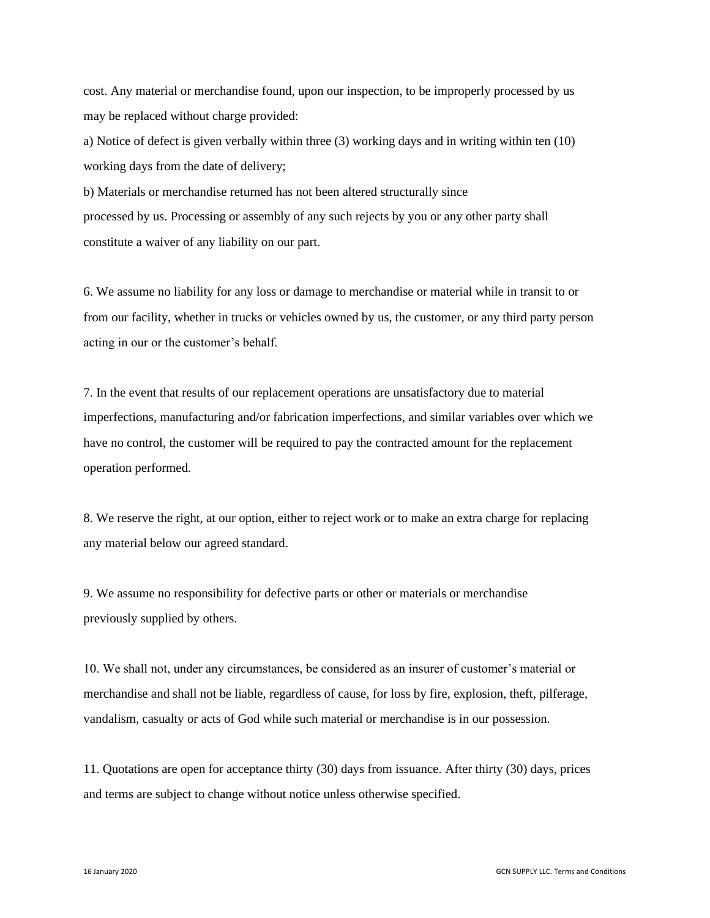cost. Any material or merchandise found, upon our inspection, to be improperly processed by us may be replaced without charge provided:

a) Notice of defect is given verbally within three (3) working days and in writing within ten (10) working days from the date of delivery;

b) Materials or merchandise returned has not been altered structurally since processed by us. Processing or assembly of any such rejects by you or any other party shall constitute a waiver of any liability on our part.

6. We assume no liability for any loss or damage to merchandise or material while in transit to or from our facility, whether in trucks or vehicles owned by us, the customer, or any third party person acting in our or the customer's behalf.

7. In the event that results of our replacement operations are unsatisfactory due to material imperfections, manufacturing and/or fabrication imperfections, and similar variables over which we have no control, the customer will be required to pay the contracted amount for the replacement operation performed.

8. We reserve the right, at our option, either to reject work or to make an extra charge for replacing any material below our agreed standard.

9. We assume no responsibility for defective parts or other or materials or merchandise previously supplied by others.

10. We shall not, under any circumstances, be considered as an insurer of customer's material or merchandise and shall not be liable, regardless of cause, for loss by fire, explosion, theft, pilferage, vandalism, casualty or acts of God while such material or merchandise is in our possession.

11. Quotations are open for acceptance thirty (30) days from issuance. After thirty (30) days, prices and terms are subject to change without notice unless otherwise specified.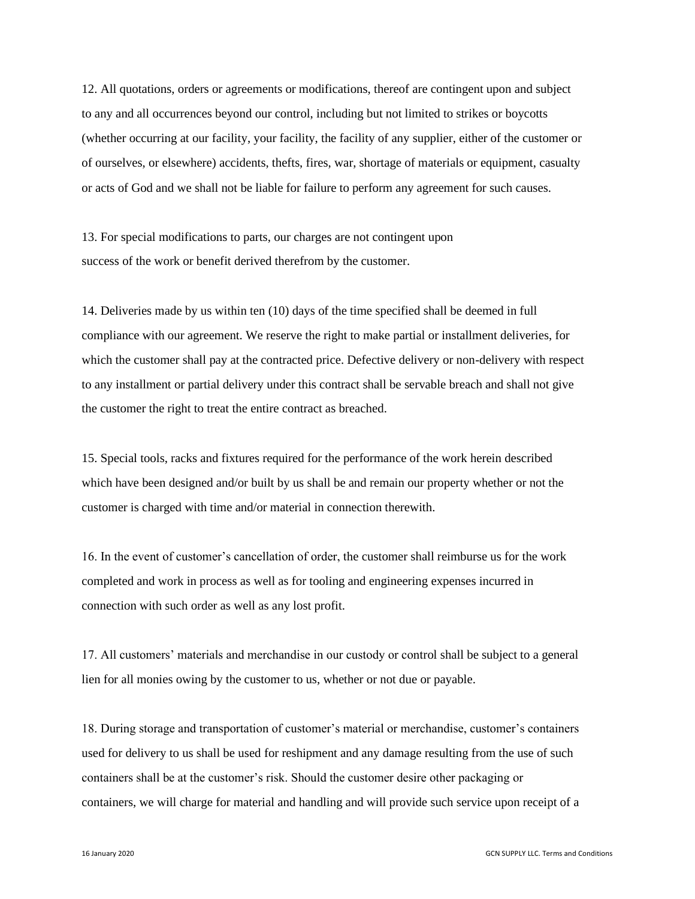12. All quotations, orders or agreements or modifications, thereof are contingent upon and subject to any and all occurrences beyond our control, including but not limited to strikes or boycotts (whether occurring at our facility, your facility, the facility of any supplier, either of the customer or of ourselves, or elsewhere) accidents, thefts, fires, war, shortage of materials or equipment, casualty or acts of God and we shall not be liable for failure to perform any agreement for such causes.

13. For special modifications to parts, our charges are not contingent upon success of the work or benefit derived therefrom by the customer.

14. Deliveries made by us within ten (10) days of the time specified shall be deemed in full compliance with our agreement. We reserve the right to make partial or installment deliveries, for which the customer shall pay at the contracted price. Defective delivery or non-delivery with respect to any installment or partial delivery under this contract shall be servable breach and shall not give the customer the right to treat the entire contract as breached.

15. Special tools, racks and fixtures required for the performance of the work herein described which have been designed and/or built by us shall be and remain our property whether or not the customer is charged with time and/or material in connection therewith.

16. In the event of customer's cancellation of order, the customer shall reimburse us for the work completed and work in process as well as for tooling and engineering expenses incurred in connection with such order as well as any lost profit.

17. All customers' materials and merchandise in our custody or control shall be subject to a general lien for all monies owing by the customer to us, whether or not due or payable.

18. During storage and transportation of customer's material or merchandise, customer's containers used for delivery to us shall be used for reshipment and any damage resulting from the use of such containers shall be at the customer's risk. Should the customer desire other packaging or containers, we will charge for material and handling and will provide such service upon receipt of a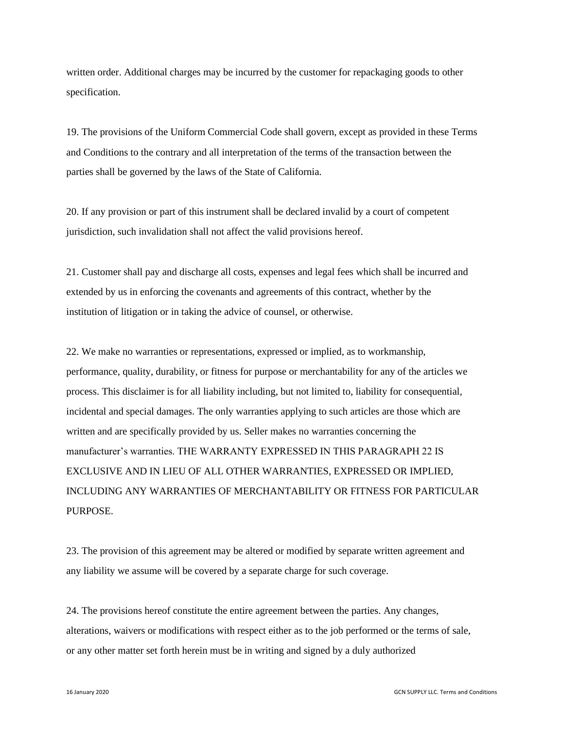written order. Additional charges may be incurred by the customer for repackaging goods to other specification.

19. The provisions of the Uniform Commercial Code shall govern, except as provided in these Terms and Conditions to the contrary and all interpretation of the terms of the transaction between the parties shall be governed by the laws of the State of California.

20. If any provision or part of this instrument shall be declared invalid by a court of competent jurisdiction, such invalidation shall not affect the valid provisions hereof.

21. Customer shall pay and discharge all costs, expenses and legal fees which shall be incurred and extended by us in enforcing the covenants and agreements of this contract, whether by the institution of litigation or in taking the advice of counsel, or otherwise.

22. We make no warranties or representations, expressed or implied, as to workmanship, performance, quality, durability, or fitness for purpose or merchantability for any of the articles we process. This disclaimer is for all liability including, but not limited to, liability for consequential, incidental and special damages. The only warranties applying to such articles are those which are written and are specifically provided by us. Seller makes no warranties concerning the manufacturer's warranties. THE WARRANTY EXPRESSED IN THIS PARAGRAPH 22 IS EXCLUSIVE AND IN LIEU OF ALL OTHER WARRANTIES, EXPRESSED OR IMPLIED, INCLUDING ANY WARRANTIES OF MERCHANTABILITY OR FITNESS FOR PARTICULAR PURPOSE.

23. The provision of this agreement may be altered or modified by separate written agreement and any liability we assume will be covered by a separate charge for such coverage.

24. The provisions hereof constitute the entire agreement between the parties. Any changes, alterations, waivers or modifications with respect either as to the job performed or the terms of sale, or any other matter set forth herein must be in writing and signed by a duly authorized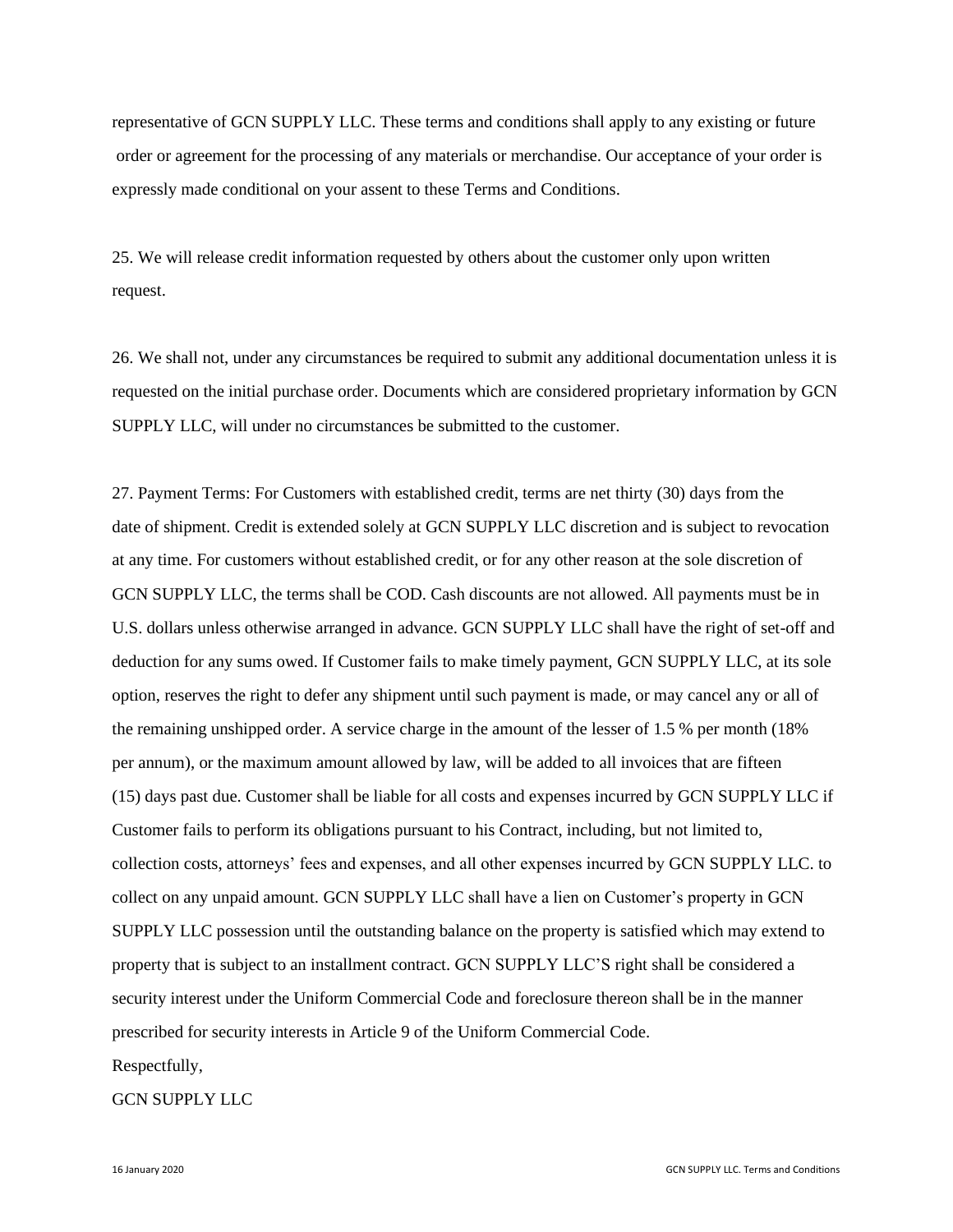representative of GCN SUPPLY LLC. These terms and conditions shall apply to any existing or future order or agreement for the processing of any materials or merchandise. Our acceptance of your order is expressly made conditional on your assent to these Terms and Conditions.

25. We will release credit information requested by others about the customer only upon written request.

26. We shall not, under any circumstances be required to submit any additional documentation unless it is requested on the initial purchase order. Documents which are considered proprietary information by GCN SUPPLY LLC, will under no circumstances be submitted to the customer.

27. Payment Terms: For Customers with established credit, terms are net thirty (30) days from the date of shipment. Credit is extended solely at GCN SUPPLY LLC discretion and is subject to revocation at any time. For customers without established credit, or for any other reason at the sole discretion of GCN SUPPLY LLC, the terms shall be COD. Cash discounts are not allowed. All payments must be in U.S. dollars unless otherwise arranged in advance. GCN SUPPLY LLC shall have the right of set-off and deduction for any sums owed. If Customer fails to make timely payment, GCN SUPPLY LLC, at its sole option, reserves the right to defer any shipment until such payment is made, or may cancel any or all of the remaining unshipped order. A service charge in the amount of the lesser of 1.5 % per month (18% per annum), or the maximum amount allowed by law, will be added to all invoices that are fifteen (15) days past due. Customer shall be liable for all costs and expenses incurred by GCN SUPPLY LLC if Customer fails to perform its obligations pursuant to his Contract, including, but not limited to, collection costs, attorneys' fees and expenses, and all other expenses incurred by GCN SUPPLY LLC. to collect on any unpaid amount. GCN SUPPLY LLC shall have a lien on Customer's property in GCN SUPPLY LLC possession until the outstanding balance on the property is satisfied which may extend to property that is subject to an installment contract. GCN SUPPLY LLC'S right shall be considered a security interest under the Uniform Commercial Code and foreclosure thereon shall be in the manner prescribed for security interests in Article 9 of the Uniform Commercial Code.

Respectfully,

GCN SUPPLY LLC